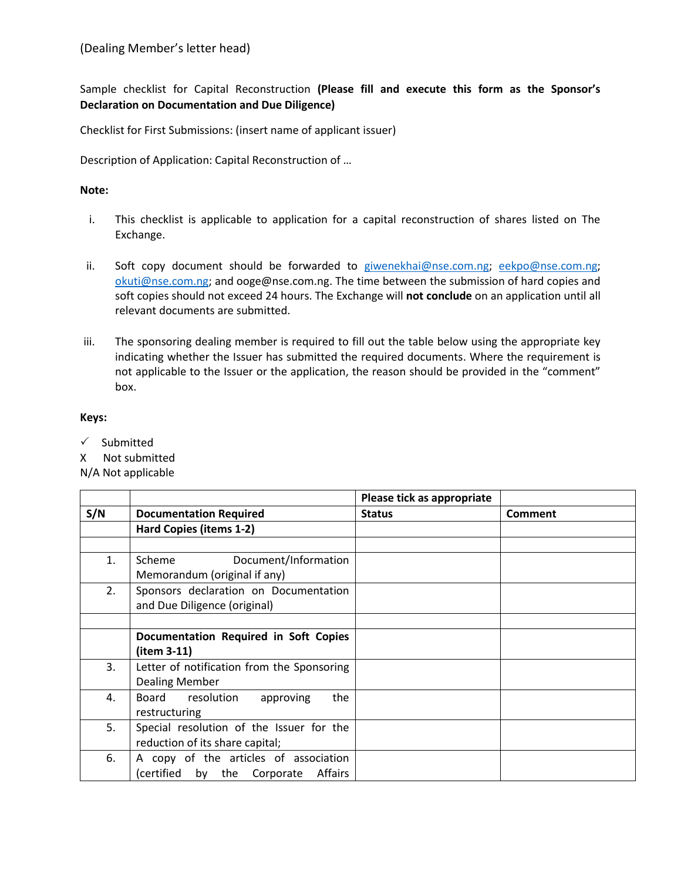(Dealing Member's letter head)

Sample checklist for Capital Reconstruction **(Please fill and execute this form as the Sponsor's Declaration on Documentation and Due Diligence)**

Checklist for First Submissions: (insert name of applicant issuer)

Description of Application: Capital Reconstruction of …

**Note:**

i. This checklist is applicable to application for a capital reconstruction of shares listed on The Exchange.

ii. Soft copy document should be forwarded to giwenekhai@nse.com.ng; eekpo@nse.com.ng; okuti@nse.com.ng; and ooge@nse.com.ng. The time between the submission of hard copies and soft copies should not exceed 24 hours. The Exchange will **not conclude** on an application until all relevant documents are submitted.

iii. The sponsoring dealing member is required to fill out the table below using the appropriate key indicating whether the Issuer has submitted the required documents. Where the requirement is not applicable to the Issuer or the application, the reason should be provided in the "comment" box.

**Keys:**

✓ Submitted
X Not submitted
N/A Not applicable

| | | **Please tick as appropriate** | |
|---|---|---|---|
| **S/N** | **Documentation Required** | **Status** | **Comment** |
| | **Hard Copies (items 1-2)** | | |
| | | | |
| 1. | Scheme Document/Information Memorandum (original if any) | | |
| 2. | Sponsors declaration on Documentation and Due Diligence (original) | | |
| | | | |
| | **Documentation Required in Soft Copies (item 3-11)** | | |
| 3. | Letter of notification from the Sponsoring Dealing Member | | |
| 4. | Board resolution approving the restructuring | | |
| 5. | Special resolution of the Issuer for the reduction of its share capital; | | |
| 6. | A copy of the articles of association (certified by the Corporate Affairs | | |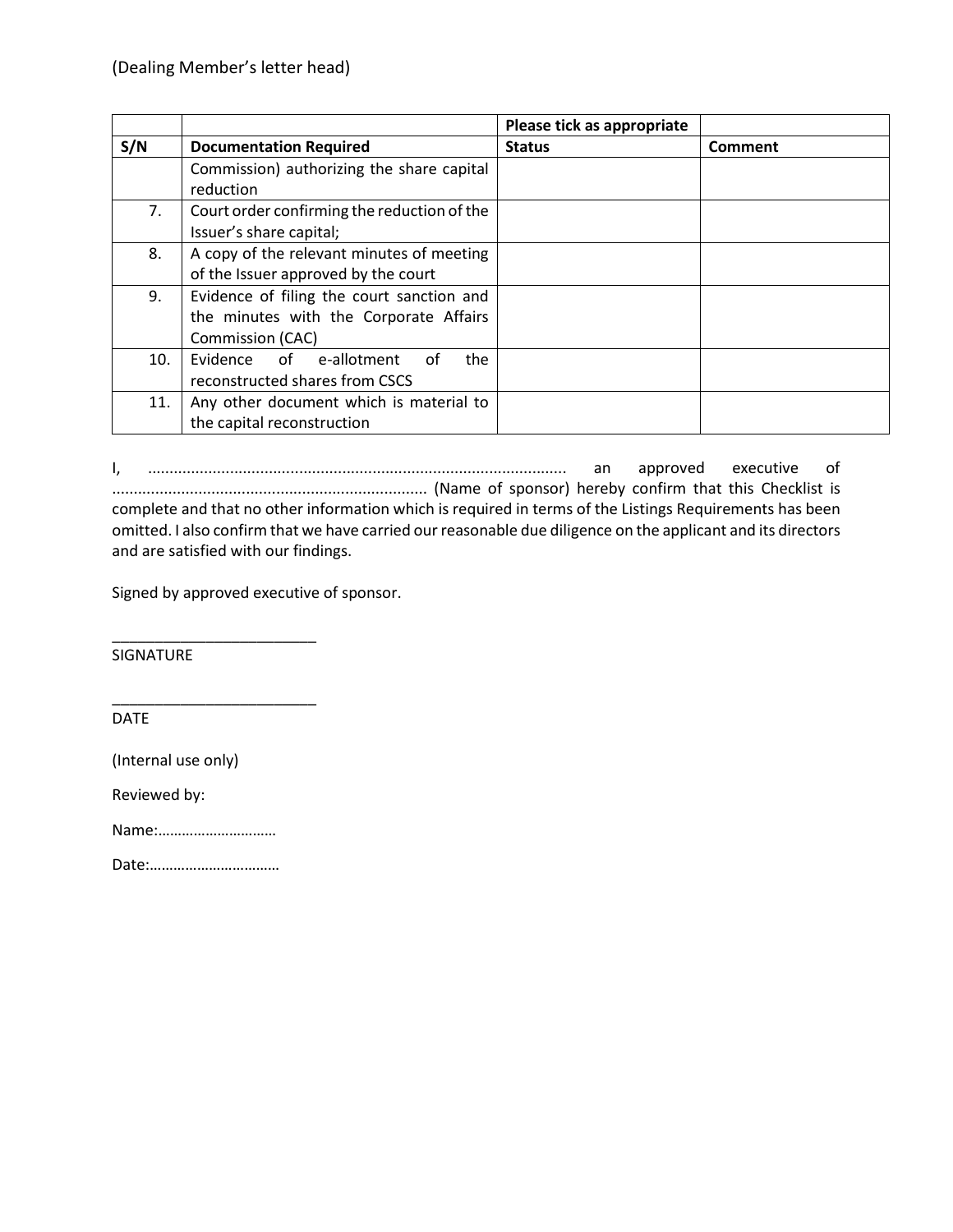(Dealing Member's letter head)

| | | Please tick as appropriate | |
|---|---|---|---|
| S/N | Documentation Required | Status | Comment |
| | Commission) authorizing the share capital reduction | | |
| 7. | Court order confirming the reduction of the Issuer's share capital; | | |
| 8. | A copy of the relevant minutes of meeting of the Issuer approved by the court | | |
| 9. | Evidence of filing the court sanction and the minutes with the Corporate Affairs Commission (CAC) | | |
| 10. | Evidence of e-allotment of the reconstructed shares from CSCS | | |
| 11. | Any other document which is material to the capital reconstruction | | |

I, ................................................................................................ an approved executive of ......................................................................... (Name of sponsor) hereby confirm that this Checklist is complete and that no other information which is required in terms of the Listings Requirements has been omitted. I also confirm that we have carried our reasonable due diligence on the applicant and its directors and are satisfied with our findings.

Signed by approved executive of sponsor.

_________________________
SIGNATURE

_________________________
DATE

(Internal use only)

Reviewed by:

Name:…………………………

Date:……………………………